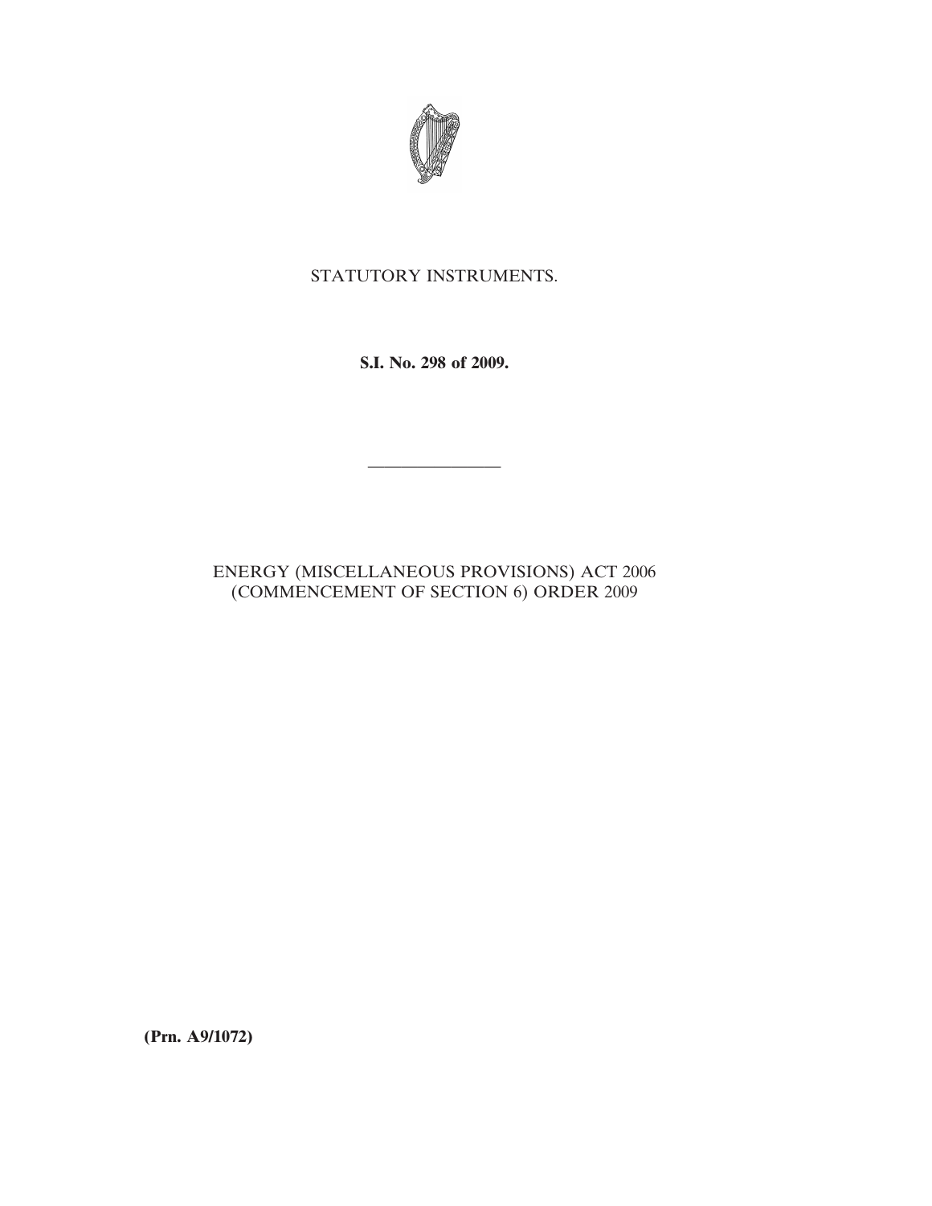STATUTORY INSTRUMENTS.

**S.I. No. 298 of 2009.**

---

ENERGY (MISCELLANEOUS PROVISIONS) ACT 2006 (COMMENCEMENT OF SECTION 6) ORDER 2009

**(Prn. A9/1072)**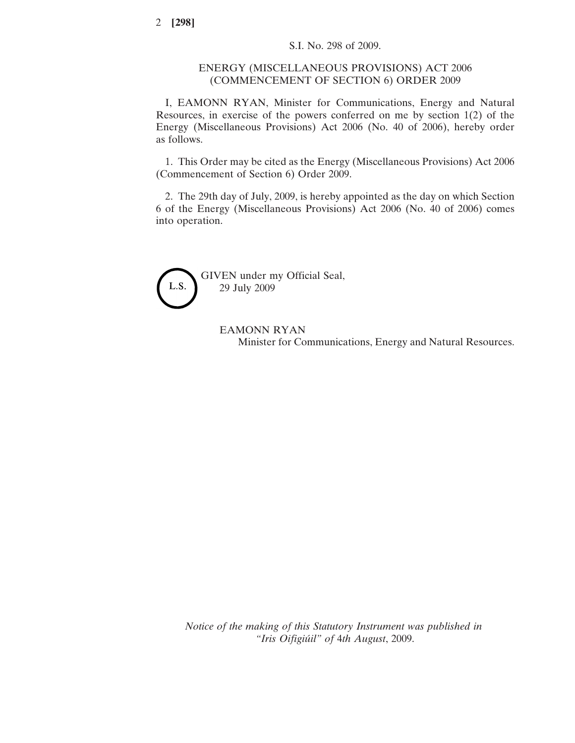S.I. No. 298 of 2009.

ENERGY (MISCELLANEOUS PROVISIONS) ACT 2006 (COMMENCEMENT OF SECTION 6) ORDER 2009

I, EAMONN RYAN, Minister for Communications, Energy and Natural Resources, in exercise of the powers conferred on me by section 1(2) of the Energy (Miscellaneous Provisions) Act 2006 (No. 40 of 2006), hereby order as follows.

1. This Order may be cited as the Energy (Miscellaneous Provisions) Act 2006 (Commencement of Section 6) Order 2009.

2. The 29th day of July, 2009, is hereby appointed as the day on which Section 6 of the Energy (Miscellaneous Provisions) Act 2006 (No. 40 of 2006) comes into operation.

L.S.

GIVEN under my Official Seal,
29 July 2009

EAMONN RYAN
Minister for Communications, Energy and Natural Resources.

*Notice of the making of this Statutory Instrument was published in "Iris Oifigiúil" of 4th August*, 2009.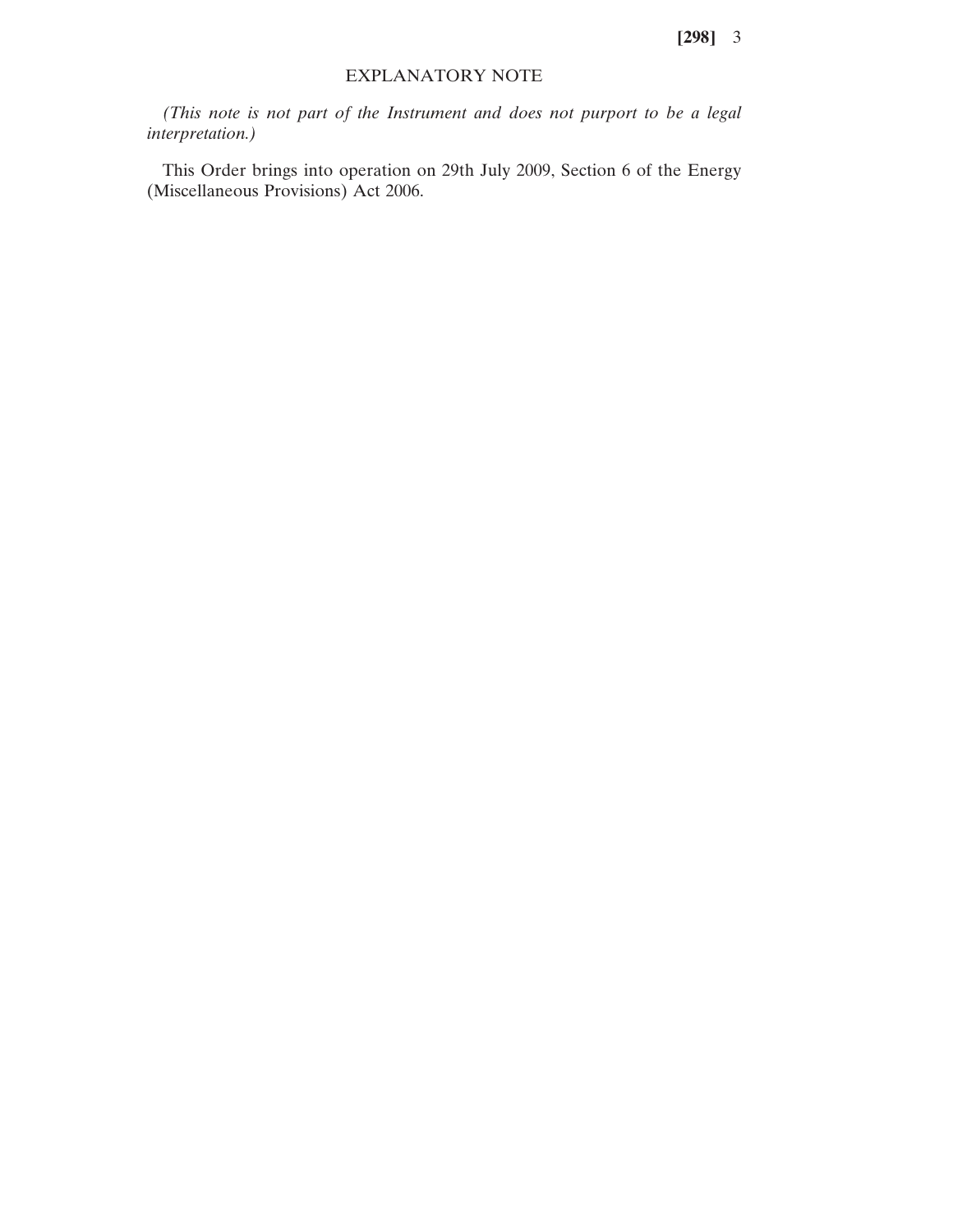## EXPLANATORY NOTE

*(This note is not part of the Instrument and does not purport to be a legal interpretation.)*

This Order brings into operation on 29th July 2009, Section 6 of the Energy (Miscellaneous Provisions) Act 2006.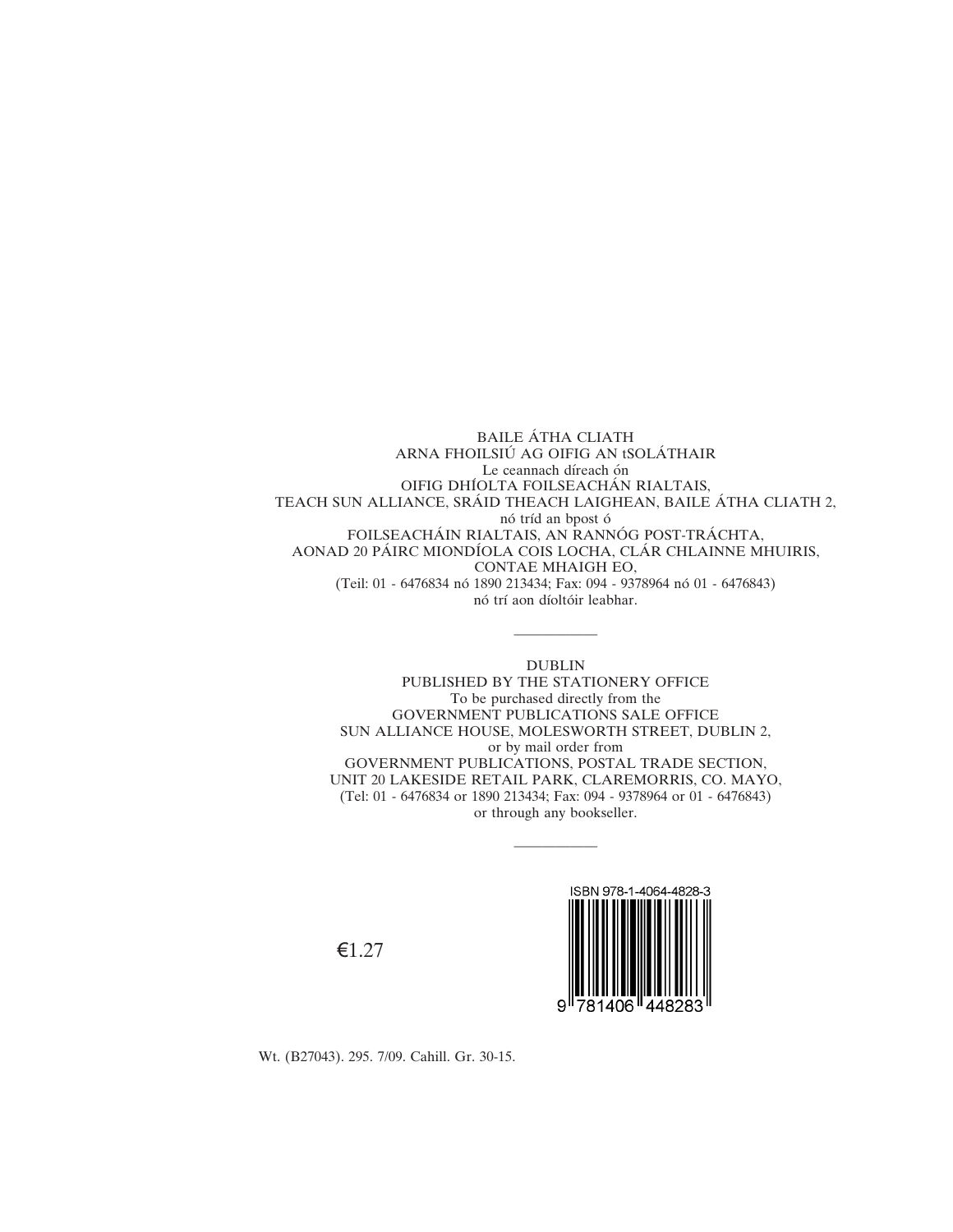BAILE ÁTHA CLIATH
ARNA FHOILSIÚ AG OIFIG AN tSOLÁTHAIR
Le ceannach díreach ón
OIFIG DHÍOLTA FOILSEACHÁN RIALTAIS,
TEACH SUN ALLIANCE, SRÁID THEACH LAIGHEAN, BAILE ÁTHA CLIATH 2,
nó tríd an bpost ó
FOILSEACHÁIN RIALTAIS, AN RANNÓG POST-TRÁCHTA,
AONAD 20 PÁIRC MIONDÍOLA COIS LOCHA, CLÁR CHLAINNE MHUIRIS,
CONTAE MHAIGH EO,
(Teil: 01 - 6476834 nó 1890 213434; Fax: 094 - 9378964 nó 01 - 6476843)
nó trí aon díoltóir leabhar.

---

DUBLIN
PUBLISHED BY THE STATIONERY OFFICE
To be purchased directly from the
GOVERNMENT PUBLICATIONS SALE OFFICE
SUN ALLIANCE HOUSE, MOLESWORTH STREET, DUBLIN 2,
or by mail order from
GOVERNMENT PUBLICATIONS, POSTAL TRADE SECTION,
UNIT 20 LAKESIDE RETAIL PARK, CLAREMORRIS, CO. MAYO,
(Tel: 01 - 6476834 or 1890 213434; Fax: 094 - 9378964 or 01 - 6476843)
or through any bookseller.

---

€1.27

ISBN 978-1-4064-4828-3

9 781406 448283

Wt. (B27043). 295. 7/09. Cahill. Gr. 30-15.